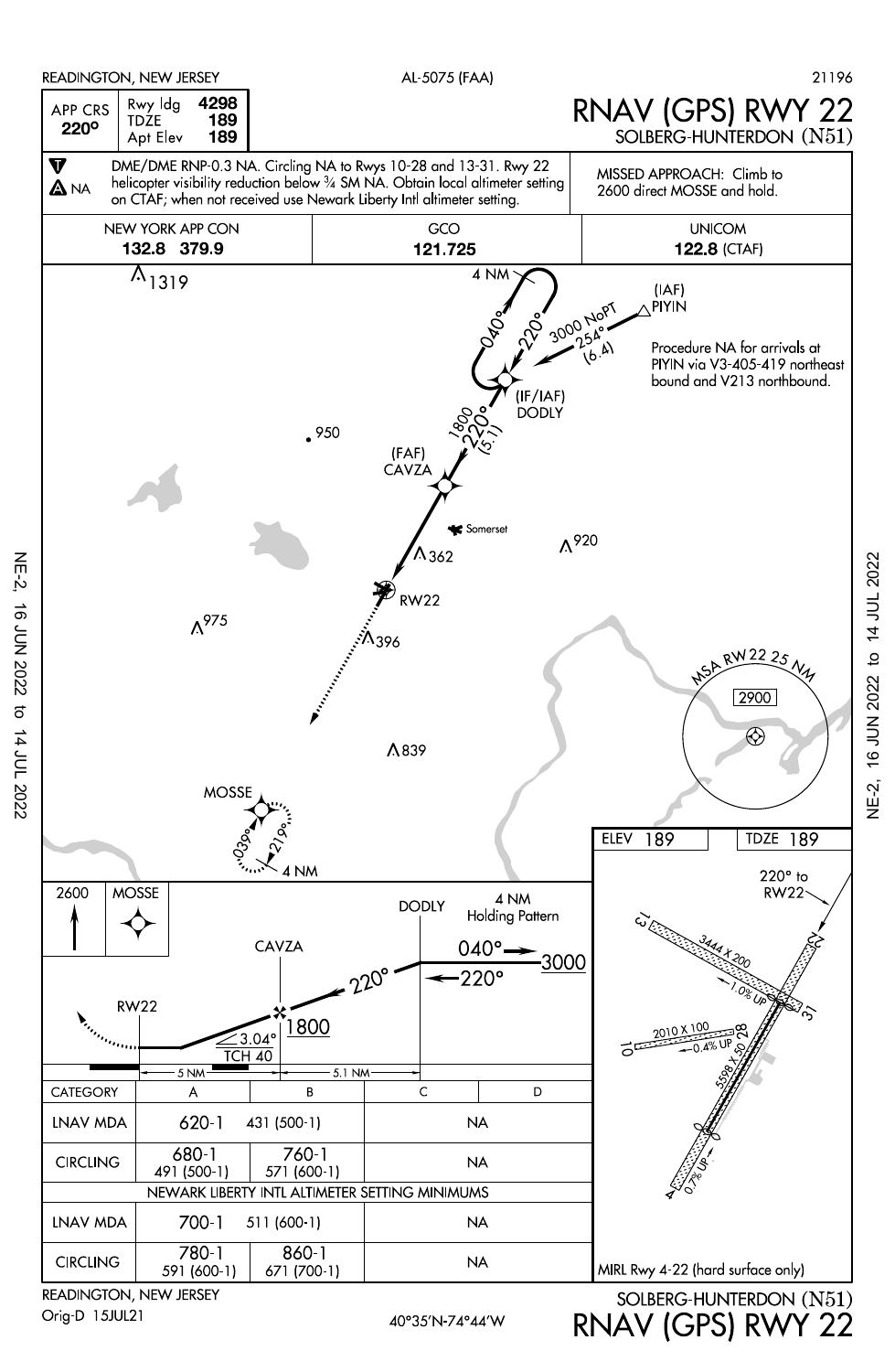READINGTON, NEW JERSEY

AL-5075 (FAA)

21196

# RNAV (GPS) RWY 22

## SOLBERG-HUNTERDON (N51)

| APP CRS | Rwy ldg | 4298 |
|---|---|---|
| 220° | TDZE | 189 |
| | Apt Elev | 189 |

DME/DME RNP-0.3 NA. Circling NA to Rwys 10-28 and 13-31. Rwy 22 helicopter visibility reduction below ¾ SM NA. Obtain local altimeter setting on CTAF; when not received use Newark Liberty Intl altimeter setting.

T ⚠ NA

MISSED APPROACH: Climb to 2600 direct MOSSE and hold.

| NEW YORK APP CON | GCO | UNICOM |
|---|---|---|
| 132.8 379.9 | 121.725 | 122.8 (CTAF) |

(IAF) PIYIN

3000 NoPT 254° (6.4)

Procedure NA for arrivals at PIYIN via V3-405-419 northeast bound and V213 northbound.

4 NM 040° 220°

(IF/IAF) DODLY

1800 220° (5.1)

(FAF) CAVZA

RW22

MOSSE 039° 219° 4 NM

MSA RW22 25 NM 2900

1319, 950, 362, 920, 975, 396, 839

Somerset

2600 MOSSE

DODLY 4 NM Holding Pattern 040° 220° 3000

CAVZA 220° 1800

RW22 3.04° TCH 40

5 NM — 5.1 NM

ELEV 189 TDZE 189

220° to RW22

3444 X 200, 1.0% UP

2010 X 100, 0.4% UP

5598 X 50, 0.7% UP

MIRL Rwy 4-22 (hard surface only)

| CATEGORY | A | B | C | D |
|---|---|---|---|---|
| LNAV MDA | 620-1 431 (500-1) | | NA | |
| CIRCLING | 680-1 491 (500-1) | 760-1 571 (600-1) | NA | |
| NEWARK LIBERTY INTL ALTIMETER SETTING MINIMUMS | | | | |
| LNAV MDA | 700-1 511 (600-1) | | NA | |
| CIRCLING | 780-1 591 (600-1) | 860-1 671 (700-1) | NA | |

READINGTON, NEW JERSEY
Orig-D 15JUL21

40°35'N-74°44'W

SOLBERG-HUNTERDON (N51)
RNAV (GPS) RWY 22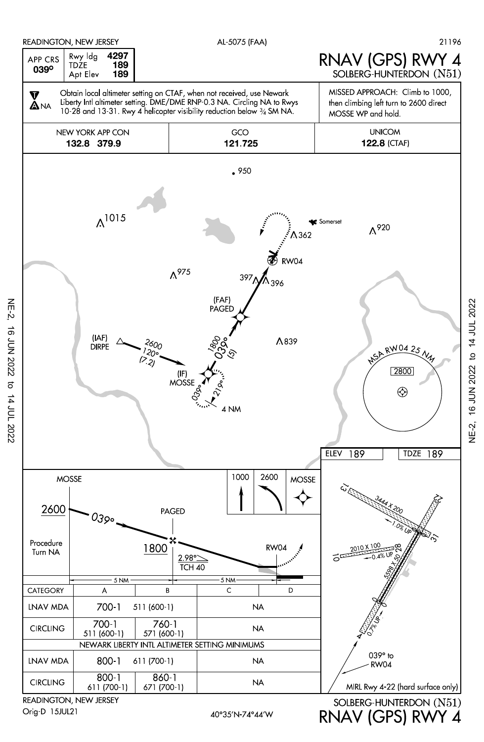READINGTON, NEW JERSEY — AL-5075 (FAA) — 21196

# RNAV (GPS) RWY 4
## SOLBERG-HUNTERDON (N51)

| APP CRS | Rwy ldg | 4297 |
|---|---|---|
| 039° | TDZE | 189 |
| | Apt Elev | 189 |

T, A NA: Obtain local altimeter setting on CTAF, when not received, use Newark Liberty Intl altimeter setting. DME/DME RNP-0.3 NA. Circling NA to Rwys 10-28 and 13-31. Rwy 4 helicopter visibility reduction below ¾ SM NA.

MISSED APPROACH: Climb to 1000, then climbing left turn to 2600 direct MOSSE WP and hold.

| NEW YORK APP CON | GCO | UNICOM |
|---|---|---|
| **132.8 379.9** | **121.725** | **122.8** (CTAF) |

Plan view: 950, 1015, Somerset, 362, 920, RW04, 975, 397, 396, (FAF) PAGED, 839, (IAF) DIRPE, 2600 120° (7.2), 1800 039° (5), (IF) MOSSE, 039°, 219°, 4 NM

MSA RW04 25 NM: 2800

ELEV 189 — TDZE 189

Profile: MOSSE 2600, 039°, Procedure Turn NA, PAGED 1800, 2.98° TCH 40, RW04, 5 NM, 5 NM. Missed approach icons: 1000, 2600, MOSSE

| CATEGORY | A | B | C | D |
|---|---|---|---|---|
| LNAV MDA | 700-1 | 511 (600-1) | NA | |
| CIRCLING | 700-1 511 (600-1) | 760-1 571 (600-1) | NA | |
| **NEWARK LIBERTY INTL ALTIMETER SETTING MINIMUMS** | | | | |
| LNAV MDA | 800-1 | 611 (700-1) | NA | |
| CIRCLING | 800-1 611 (700-1) | 860-1 671 (700-1) | NA | |

Airport diagram: 13, 31, 3444 X 200, 1.0% UP, 22, 10, 28, 2010 X 100, 0.4% UP, 5598 X 50, 0.7% UP, 4, 039° to RW04, MIRL Rwy 4-22 (hard surface only)

READINGTON, NEW JERSEY
Orig-D 15JUL21 — 40°35'N-74°44'W

SOLBERG-HUNTERDON (N51)
RNAV (GPS) RWY 4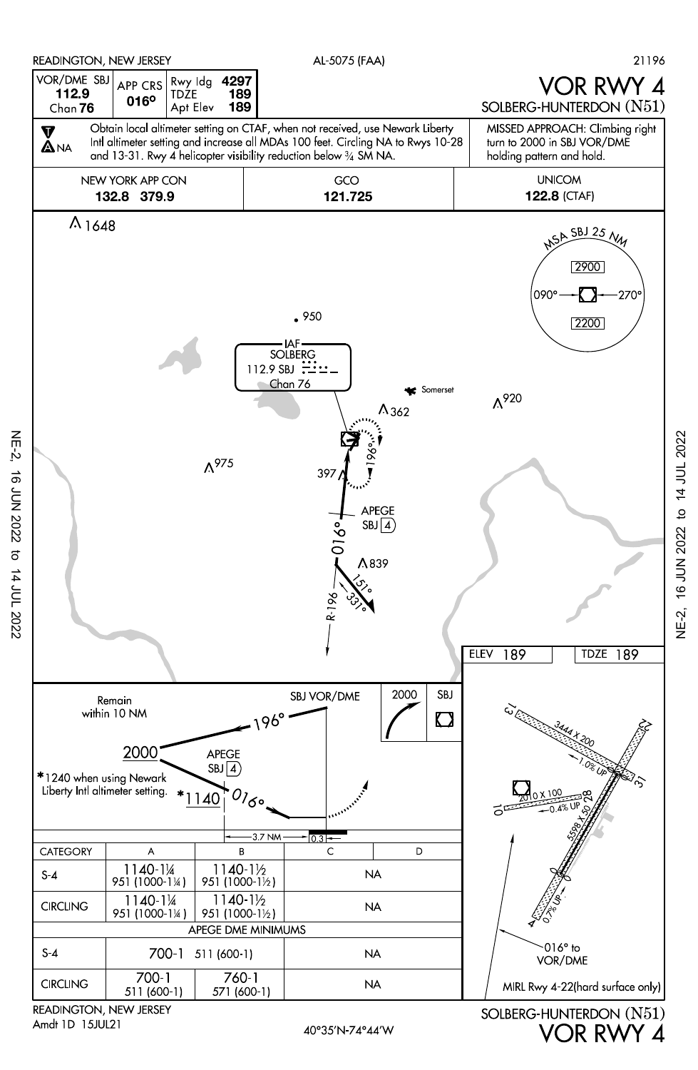READINGTON, NEW JERSEY — AL-5075 (FAA) — 21196

# VOR RWY 4
## SOLBERG-HUNTERDON (N51)

| VOR/DME SBJ | APP CRS | Rwy ldg | 4297 |
|---|---|---|---|
| 112.9 Chan 76 | 016° | TDZE | 189 |
| | | Apt Elev | 189 |

Obtain local altimeter setting on CTAF, when not received, use Newark Liberty Intl altimeter setting and increase all MDAs 100 feet. Circling NA to Rwys 10-28 and 13-31. Rwy 4 helicopter visibility reduction below ¾ SM NA.

A NA

MISSED APPROACH: Climbing right turn to 2000 in SBJ VOR/DME holding pattern and hold.

| NEW YORK APP CON | GCO | UNICOM |
|---|---|---|
| 132.8 379.9 | 121.725 | 122.8 (CTAF) |

MSA SBJ 25 NM
2900
090° 270°
2200

IAF
SOLBERG
112.9 SBJ
Chan 76

1648
950
Somerset
920
362
975
397
196°
APEGE
SBJ 4
016°
839
151°
331°
R-196

Remain within 10 NM
2000
APEGE SBJ 4
*1240 when using Newark Liberty Intl altimeter setting.
*1140
016°
196°
SBJ VOR/DME
2000
SBJ
3.7 NM
0.3

| CATEGORY | A | B | C | D |
|---|---|---|---|---|
| S-4 | 1140-1¼ 951 (1000-1¼) | 1140-1½ 951 (1000-1½) | NA | |
| CIRCLING | 1140-1¼ 951 (1000-1¼) | 1140-1½ 951 (1000-1½) | NA | |
| APEGE DME MINIMUMS | | | | |
| S-4 | 700-1 511 (600-1) | | NA | |
| CIRCLING | 700-1 511 (600-1) | 760-1 571 (600-1) | NA | |

ELEV 189 — TDZE 189

13
3444 X 200
1.0% UP
31
22
2010 X 100
0.4% UP
10
28
5598 X 50
0.7% UP
4
016° to VOR/DME
MIRL Rwy 4-22(hard surface only)

READINGTON, NEW JERSEY
Amdt 1D 15JUL21

40°35'N-74°44'W

SOLBERG-HUNTERDON (N51)
VOR RWY 4